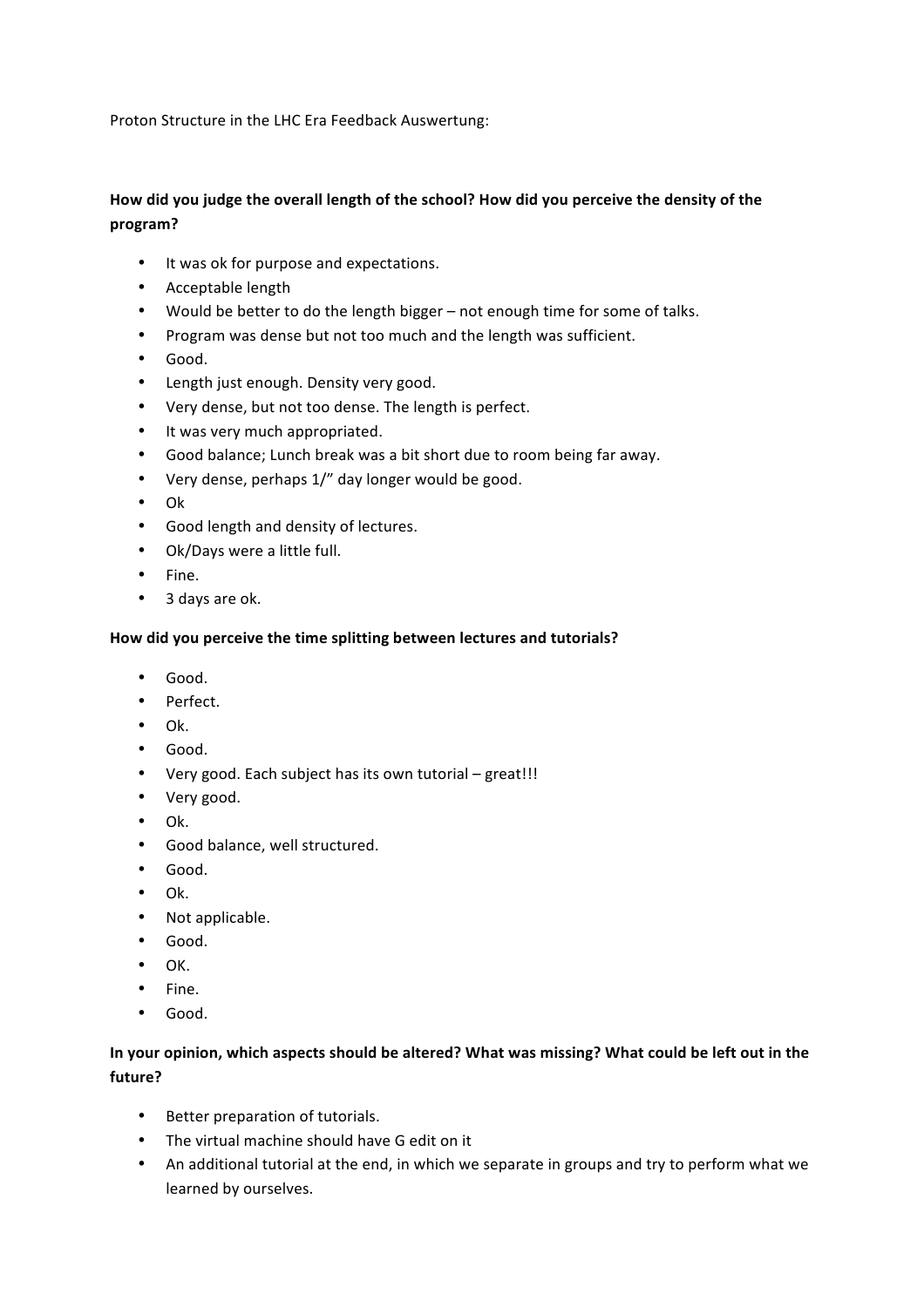Proton Structure in the LHC Era Feedback Auswertung:

**How did you judge the overall length of the school? How did you perceive the density of the program?**

- It was ok for purpose and expectations.
- Acceptable length
- Would be better to do the length bigger – not enough time for some of talks.
- Program was dense but not too much and the length was sufficient.
- Good.
- Length just enough. Density very good.
- Very dense, but not too dense. The length is perfect.
- It was very much appropriated.
- Good balance; Lunch break was a bit short due to room being far away.
- Very dense, perhaps 1/" day longer would be good.
- Ok
- Good length and density of lectures.
- Ok/Days were a little full.
- Fine.
- 3 days are ok.

**How did you perceive the time splitting between lectures and tutorials?**

- Good.
- Perfect.
- Ok.
- Good.
- Very good. Each subject has its own tutorial – great!!!
- Very good.
- Ok.
- Good balance, well structured.
- Good.
- Ok.
- Not applicable.
- Good.
- OK.
- Fine.
- Good.

**In your opinion, which aspects should be altered? What was missing? What could be left out in the future?**

- Better preparation of tutorials.
- The virtual machine should have G edit on it
- An additional tutorial at the end, in which we separate in groups and try to perform what we learned by ourselves.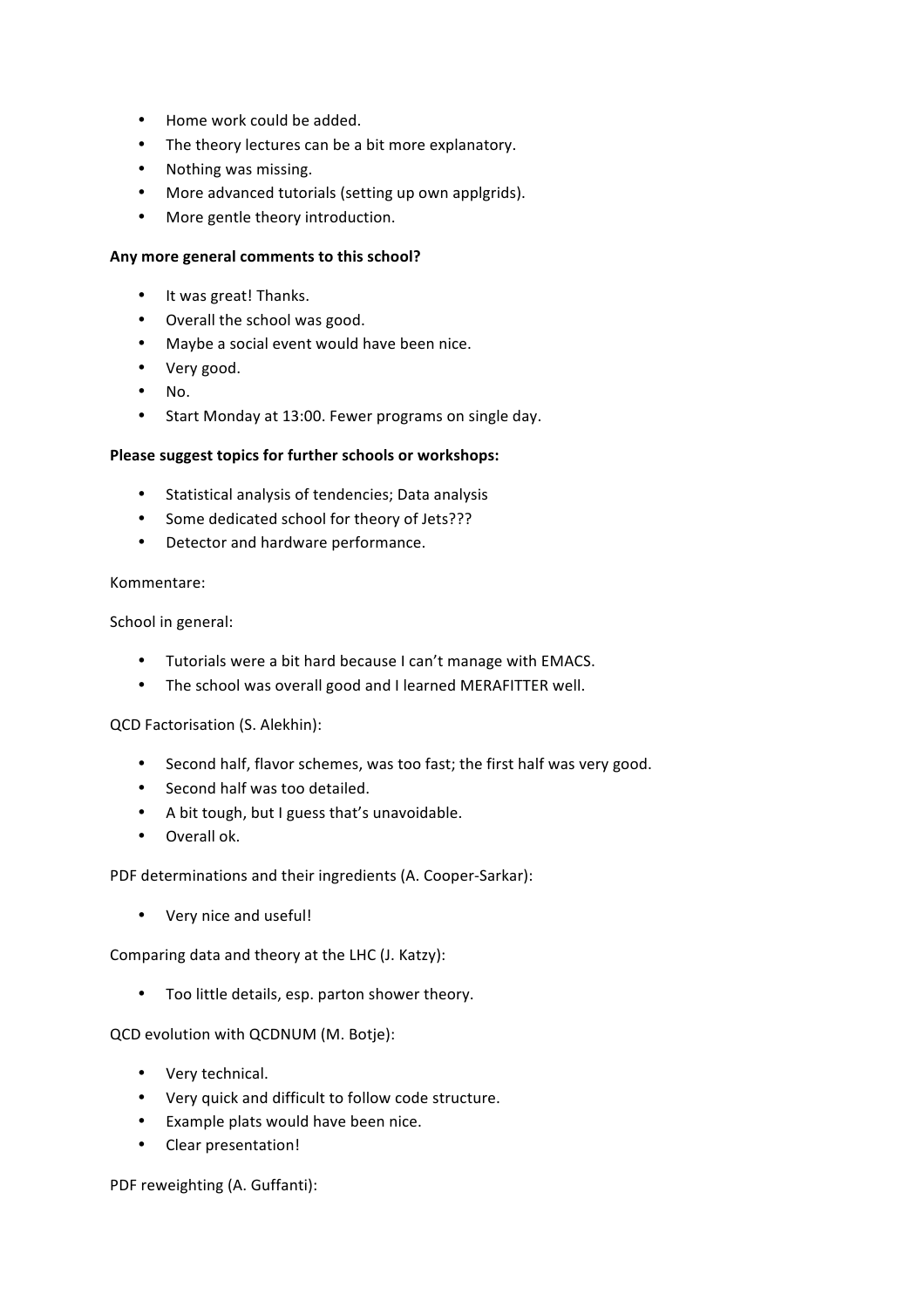- Home work could be added.
- The theory lectures can be a bit more explanatory.
- Nothing was missing.
- More advanced tutorials (setting up own applgrids).
- More gentle theory introduction.

**Any more general comments to this school?**

- It was great! Thanks.
- Overall the school was good.
- Maybe a social event would have been nice.
- Very good.
- No.
- Start Monday at 13:00. Fewer programs on single day.

**Please suggest topics for further schools or workshops:**

- Statistical analysis of tendencies; Data analysis
- Some dedicated school for theory of Jets???
- Detector and hardware performance.

Kommentare:

School in general:

- Tutorials were a bit hard because I can't manage with EMACS.
- The school was overall good and I learned MERAFITTER well.

QCD Factorisation (S. Alekhin):

- Second half, flavor schemes, was too fast; the first half was very good.
- Second half was too detailed.
- A bit tough, but I guess that's unavoidable.
- Overall ok.

PDF determinations and their ingredients (A. Cooper-Sarkar):

- Very nice and useful!

Comparing data and theory at the LHC (J. Katzy):

- Too little details, esp. parton shower theory.

QCD evolution with QCDNUM (M. Botje):

- Very technical.
- Very quick and difficult to follow code structure.
- Example plats would have been nice.
- Clear presentation!

PDF reweighting (A. Guffanti):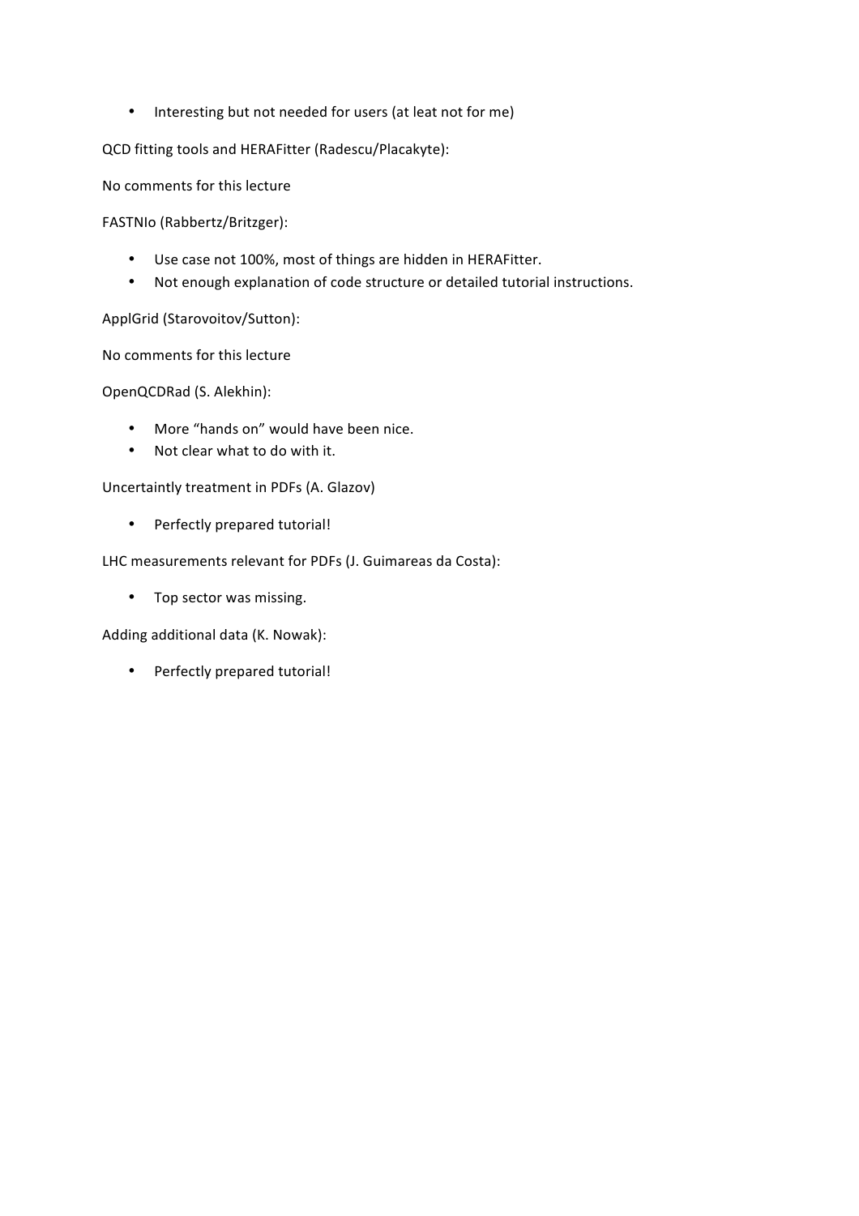- Interesting but not needed for users (at leat not for me)

QCD fitting tools and HERAFitter (Radescu/Placakyte):

No comments for this lecture

FASTNlo (Rabbertz/Britzger):

- Use case not 100%, most of things are hidden in HERAFitter.
- Not enough explanation of code structure or detailed tutorial instructions.

ApplGrid (Starovoitov/Sutton):

No comments for this lecture

OpenQCDRad (S. Alekhin):

- More "hands on" would have been nice.
- Not clear what to do with it.

Uncertaintly treatment in PDFs (A. Glazov)

- Perfectly prepared tutorial!

LHC measurements relevant for PDFs (J. Guimareas da Costa):

- Top sector was missing.

Adding additional data (K. Nowak):

- Perfectly prepared tutorial!